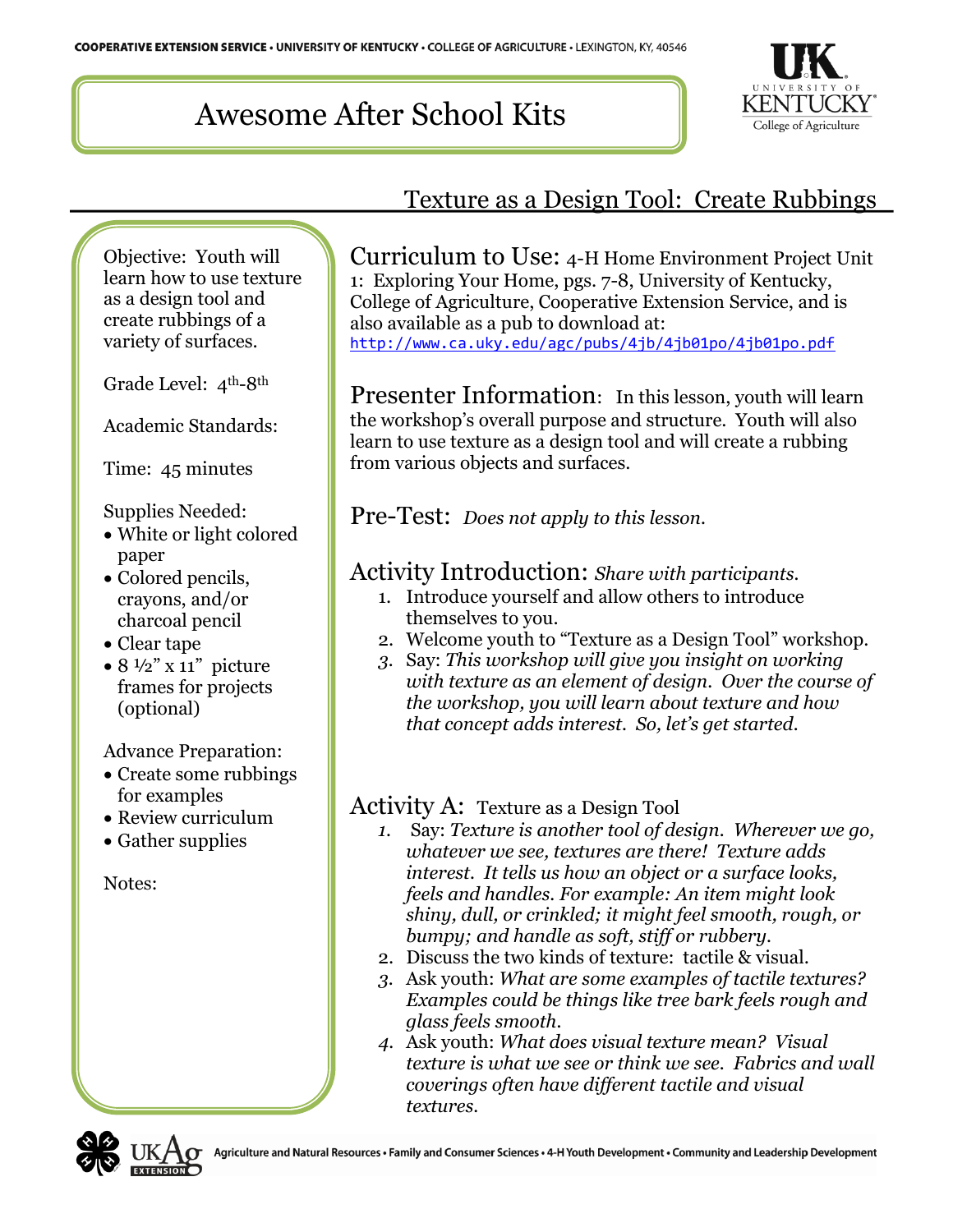# Awesome After School Kits

## Texture as a Design Tool: Create Rubbings

Objective: Youth will learn how to use texture as a design tool and create rubbings of a variety of surfaces.

Grade Level: 4th-8th

Academic Standards:

Time: 45 minutes

Supplies Needed:
- White or light colored paper
- Colored pencils, crayons, and/or charcoal pencil
- Clear tape
- 8 ½" x 11" picture frames for projects (optional)

Advance Preparation:
- Create some rubbings for examples
- Review curriculum
- Gather supplies

Notes:

**Curriculum to Use:** 4-H Home Environment Project Unit 1: Exploring Your Home, pgs. 7-8, University of Kentucky, College of Agriculture, Cooperative Extension Service, and is also available as a pub to download at: http://www.ca.uky.edu/agc/pubs/4jb/4jb01po/4jb01po.pdf

**Presenter Information:** In this lesson, youth will learn the workshop's overall purpose and structure. Youth will also learn to use texture as a design tool and will create a rubbing from various objects and surfaces.

**Pre-Test:** *Does not apply to this lesson.*

**Activity Introduction:** *Share with participants.*

1. Introduce yourself and allow others to introduce themselves to you.
2. Welcome youth to "Texture as a Design Tool" workshop.
3. Say: *This workshop will give you insight on working with texture as an element of design. Over the course of the workshop, you will learn about texture and how that concept adds interest. So, let's get started.*

**Activity A:** Texture as a Design Tool

1. Say: *Texture is another tool of design. Wherever we go, whatever we see, textures are there! Texture adds interest. It tells us how an object or a surface looks, feels and handles. For example: An item might look shiny, dull, or crinkled; it might feel smooth, rough, or bumpy; and handle as soft, stiff or rubbery.*
2. Discuss the two kinds of texture: tactile & visual.
3. Ask youth: *What are some examples of tactile textures? Examples could be things like tree bark feels rough and glass feels smooth.*
4. Ask youth: *What does visual texture mean? Visual texture is what we see or think we see. Fabrics and wall coverings often have different tactile and visual textures.*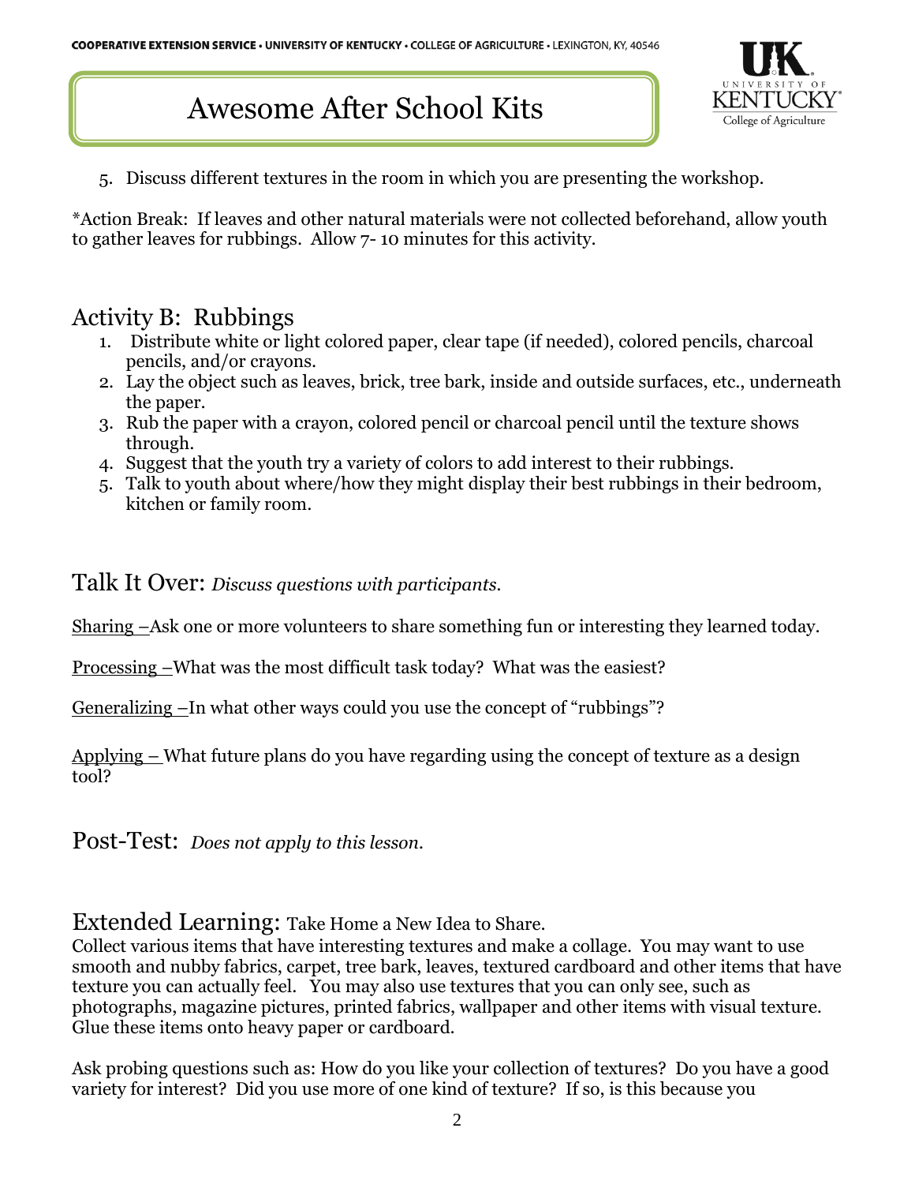5. Discuss different textures in the room in which you are presenting the workshop.

*Action Break: If leaves and other natural materials were not collected beforehand, allow youth to gather leaves for rubbings. Allow 7- 10 minutes for this activity.

## Activity B: Rubbings

1. Distribute white or light colored paper, clear tape (if needed), colored pencils, charcoal pencils, and/or crayons.
2. Lay the object such as leaves, brick, tree bark, inside and outside surfaces, etc., underneath the paper.
3. Rub the paper with a crayon, colored pencil or charcoal pencil until the texture shows through.
4. Suggest that the youth try a variety of colors to add interest to their rubbings.
5. Talk to youth about where/how they might display their best rubbings in their bedroom, kitchen or family room.

## Talk It Over: *Discuss questions with participants.*

<u>Sharing –</u>Ask one or more volunteers to share something fun or interesting they learned today.

<u>Processing –</u>What was the most difficult task today? What was the easiest?

<u>Generalizing –</u>In what other ways could you use the concept of "rubbings"?

<u>Applying –</u> What future plans do you have regarding using the concept of texture as a design tool?

## Post-Test: *Does not apply to this lesson.*

## Extended Learning: Take Home a New Idea to Share.

Collect various items that have interesting textures and make a collage. You may want to use smooth and nubby fabrics, carpet, tree bark, leaves, textured cardboard and other items that have texture you can actually feel. You may also use textures that you can only see, such as photographs, magazine pictures, printed fabrics, wallpaper and other items with visual texture. Glue these items onto heavy paper or cardboard.

Ask probing questions such as: How do you like your collection of textures? Do you have a good variety for interest? Did you use more of one kind of texture? If so, is this because you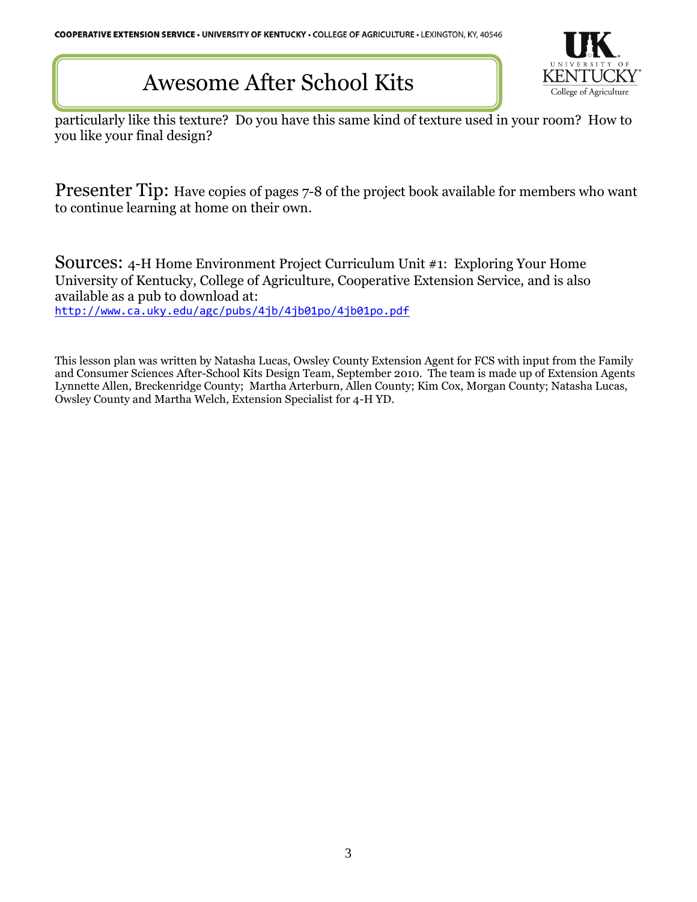particularly like this texture? Do you have this same kind of texture used in your room? How to you like your final design?

Presenter Tip: Have copies of pages 7-8 of the project book available for members who want to continue learning at home on their own.

Sources: 4-H Home Environment Project Curriculum Unit #1: Exploring Your Home University of Kentucky, College of Agriculture, Cooperative Extension Service, and is also available as a pub to download at:
http://www.ca.uky.edu/agc/pubs/4jb/4jb01po/4jb01po.pdf

This lesson plan was written by Natasha Lucas, Owsley County Extension Agent for FCS with input from the Family and Consumer Sciences After-School Kits Design Team, September 2010. The team is made up of Extension Agents Lynnette Allen, Breckenridge County; Martha Arterburn, Allen County; Kim Cox, Morgan County; Natasha Lucas, Owsley County and Martha Welch, Extension Specialist for 4-H YD.